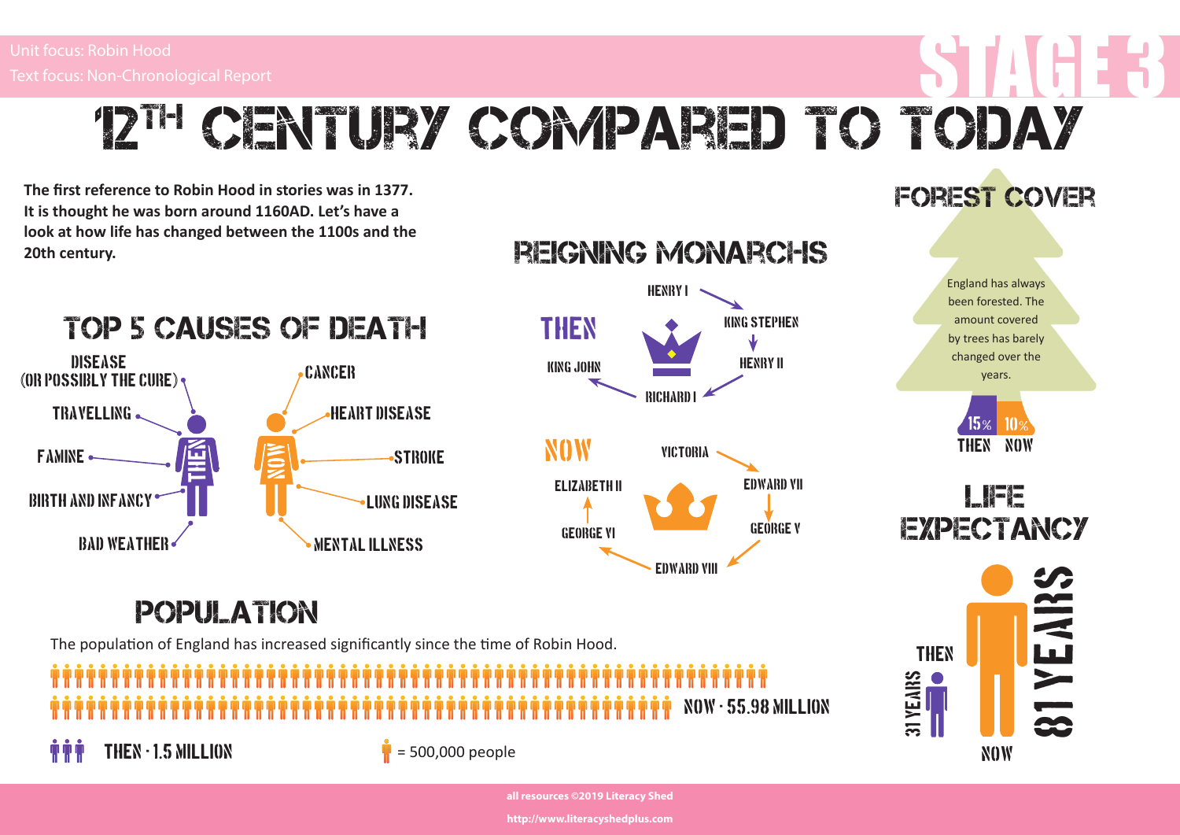Unit focus: Robin Hood
Text focus: Non-Chronological Report

STAGE 3

# 12TH CENTURY COMPARED TO TODAY

**The first reference to Robin Hood in stories was in 1377. It is thought he was born around 1160AD. Let's have a look at how life has changed between the 1100s and the 20th century.**

## TOP 5 CAUSES OF DEATH

**THEN**
- Disease (or possibly the cure)
- Travelling
- Famine
- Birth and infancy
- Bad weather

**NOW**
- Cancer
- Heart disease
- Stroke
- Lung disease
- Mental illness

## REIGNING MONARCHS

**THEN**
Henry I → King Stephen → Henry II → Richard I → King John

**NOW**
Victoria → Edward VII → George V → Edward VIII → George VI → Elizabeth II

## FOREST COVER

England has always been forested. The amount covered by trees has barely changed over the years.

| THEN | NOW |
|---|---|
| 15% | 10% |

## LIFE EXPECTANCY

| THEN | NOW |
|---|---|
| 31 YEARS | 81 YEARS |

## POPULATION

The population of England has increased significantly since the time of Robin Hood.

NOW - 55.98 MILLION

THEN - 1.5 MILLION

= 500,000 people

all resources ©2019 Literacy Shed

http://www.literacyshedplus.com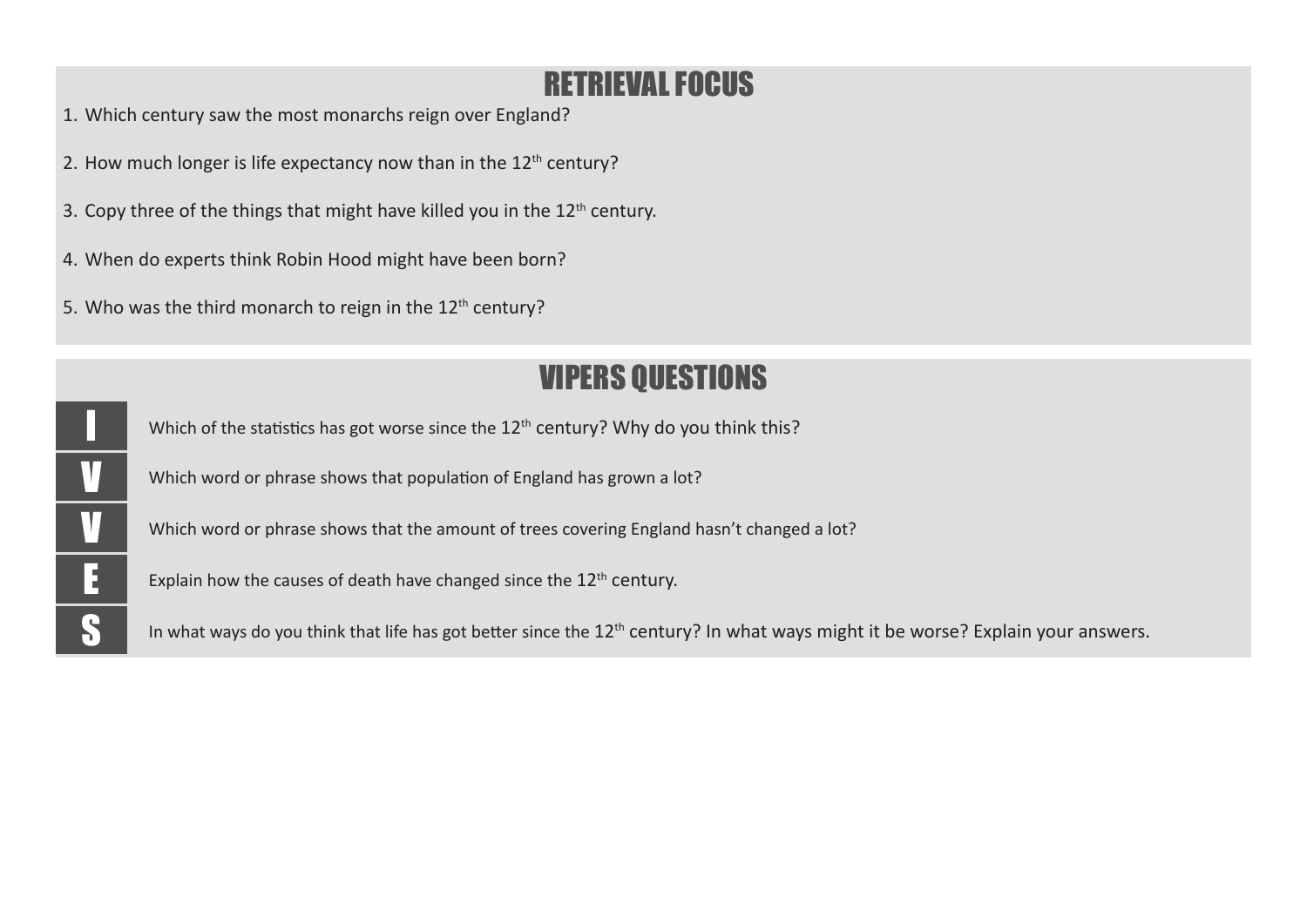## RETRIEVAL FOCUS

1. Which century saw the most monarchs reign over England?
2. How much longer is life expectancy now than in the 12th century?
3. Copy three of the things that might have killed you in the 12th century.
4. When do experts think Robin Hood might have been born?
5. Who was the third monarch to reign in the 12th century?

## VIPERS QUESTIONS

| | |
|---|---|
| **I** | Which of the statistics has got worse since the 12th century? Why do you think this? |
| **V** | Which word or phrase shows that population of England has grown a lot? |
| **V** | Which word or phrase shows that the amount of trees covering England hasn't changed a lot? |
| **E** | Explain how the causes of death have changed since the 12th century. |
| **S** | In what ways do you think that life has got better since the 12th century? In what ways might it be worse? Explain your answers. |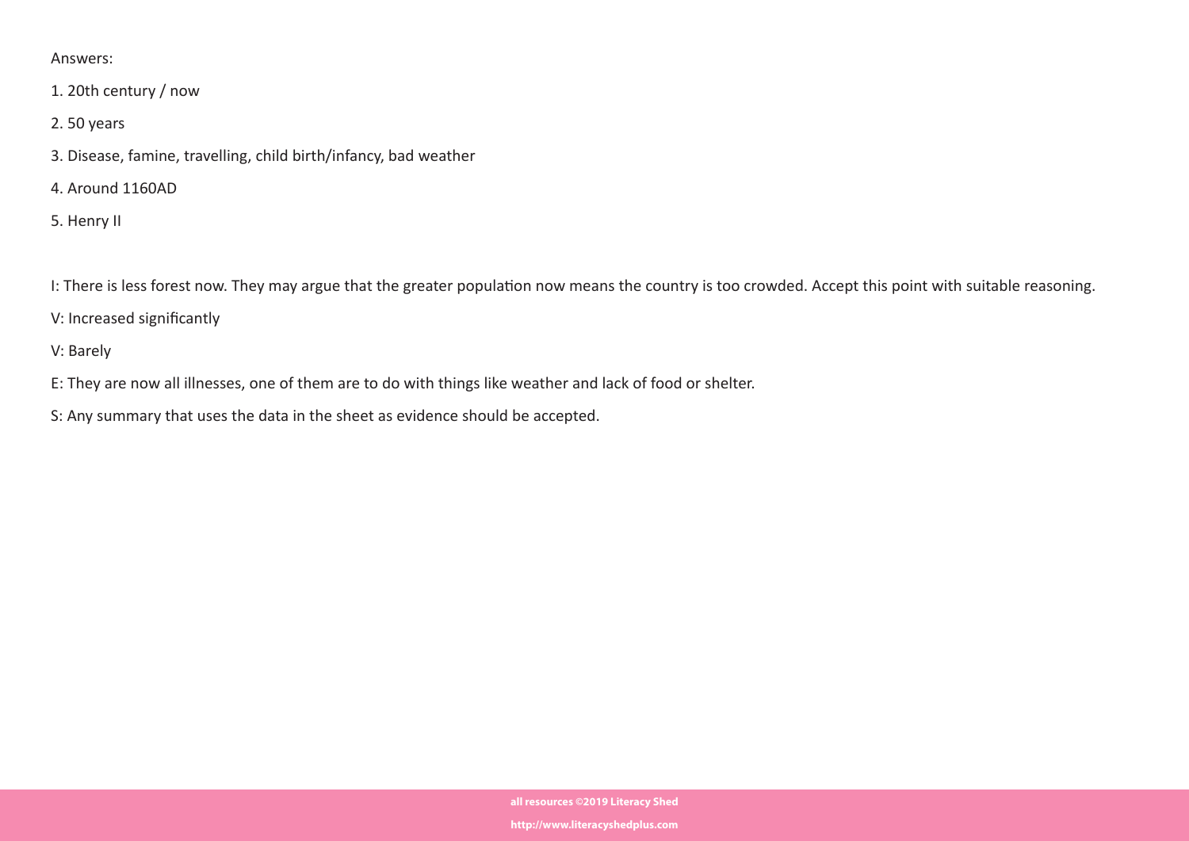Answers:

1. 20th century / now

2. 50 years

3. Disease, famine, travelling, child birth/infancy, bad weather

4. Around 1160AD

5. Henry II

I: There is less forest now. They may argue that the greater population now means the country is too crowded. Accept this point with suitable reasoning.

V: Increased significantly

V: Barely

E: They are now all illnesses, one of them are to do with things like weather and lack of food or shelter.

S: Any summary that uses the data in the sheet as evidence should be accepted.